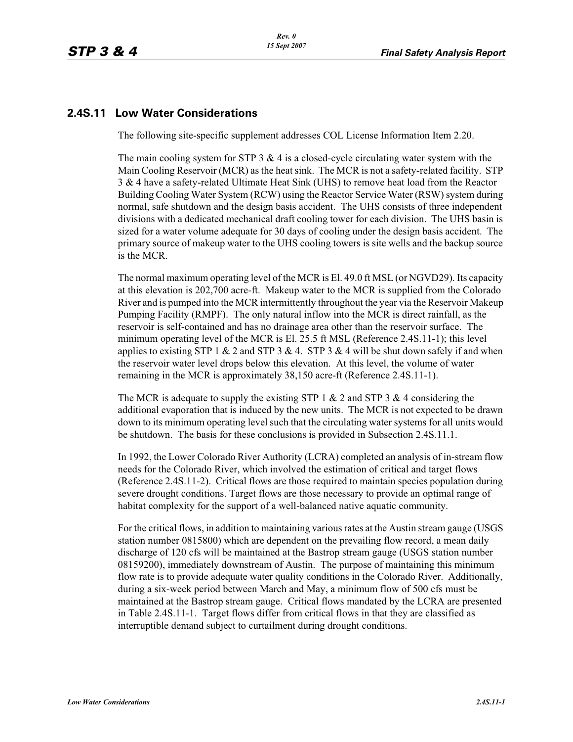## 2.4S.11 Low Water Considerations

The following site-specific supplement addresses COL License Information Item 2.20.

The main cooling system for STP 3 & 4 is a closed-cycle circulating water system with the Main Cooling Reservoir (MCR) as the heat sink. The MCR is not a safety-related facility. STP 3 & 4 have a safety-related Ultimate Heat Sink (UHS) to remove heat load from the Reactor Building Cooling Water System (RCW) using the Reactor Service Water (RSW) system during normal, safe shutdown and the design basis accident. The UHS consists of three independent divisions with a dedicated mechanical draft cooling tower for each division. The UHS basin is sized for a water volume adequate for 30 days of cooling under the design basis accident. The primary source of makeup water to the UHS cooling towers is site wells and the backup source is the MCR.

The normal maximum operating level of the MCR is El. 49.0 ft MSL (or NGVD29). Its capacity at this elevation is 202,700 acre-ft. Makeup water to the MCR is supplied from the Colorado River and is pumped into the MCR intermittently throughout the year via the Reservoir Makeup Pumping Facility (RMPF). The only natural inflow into the MCR is direct rainfall, as the reservoir is self-contained and has no drainage area other than the reservoir surface. The minimum operating level of the MCR is El. 25.5 ft MSL (Reference 2.4S.11-1); this level applies to existing STP 1 & 2 and STP 3 & 4. STP 3 & 4 will be shut down safely if and when the reservoir water level drops below this elevation. At this level, the volume of water remaining in the MCR is approximately 38,150 acre-ft (Reference 2.4S.11-1).

The MCR is adequate to supply the existing STP 1 & 2 and STP 3 & 4 considering the additional evaporation that is induced by the new units. The MCR is not expected to be drawn down to its minimum operating level such that the circulating water systems for all units would be shutdown. The basis for these conclusions is provided in Subsection 2.4S.11.1.

In 1992, the Lower Colorado River Authority (LCRA) completed an analysis of in-stream flow needs for the Colorado River, which involved the estimation of critical and target flows (Reference 2.4S.11-2). Critical flows are those required to maintain species population during severe drought conditions. Target flows are those necessary to provide an optimal range of habitat complexity for the support of a well-balanced native aquatic community.

For the critical flows, in addition to maintaining various rates at the Austin stream gauge (USGS station number 0815800) which are dependent on the prevailing flow record, a mean daily discharge of 120 cfs will be maintained at the Bastrop stream gauge (USGS station number 08159200), immediately downstream of Austin. The purpose of maintaining this minimum flow rate is to provide adequate water quality conditions in the Colorado River. Additionally, during a six-week period between March and May, a minimum flow of 500 cfs must be maintained at the Bastrop stream gauge. Critical flows mandated by the LCRA are presented in Table 2.4S.11-1. Target flows differ from critical flows in that they are classified as interruptible demand subject to curtailment during drought conditions.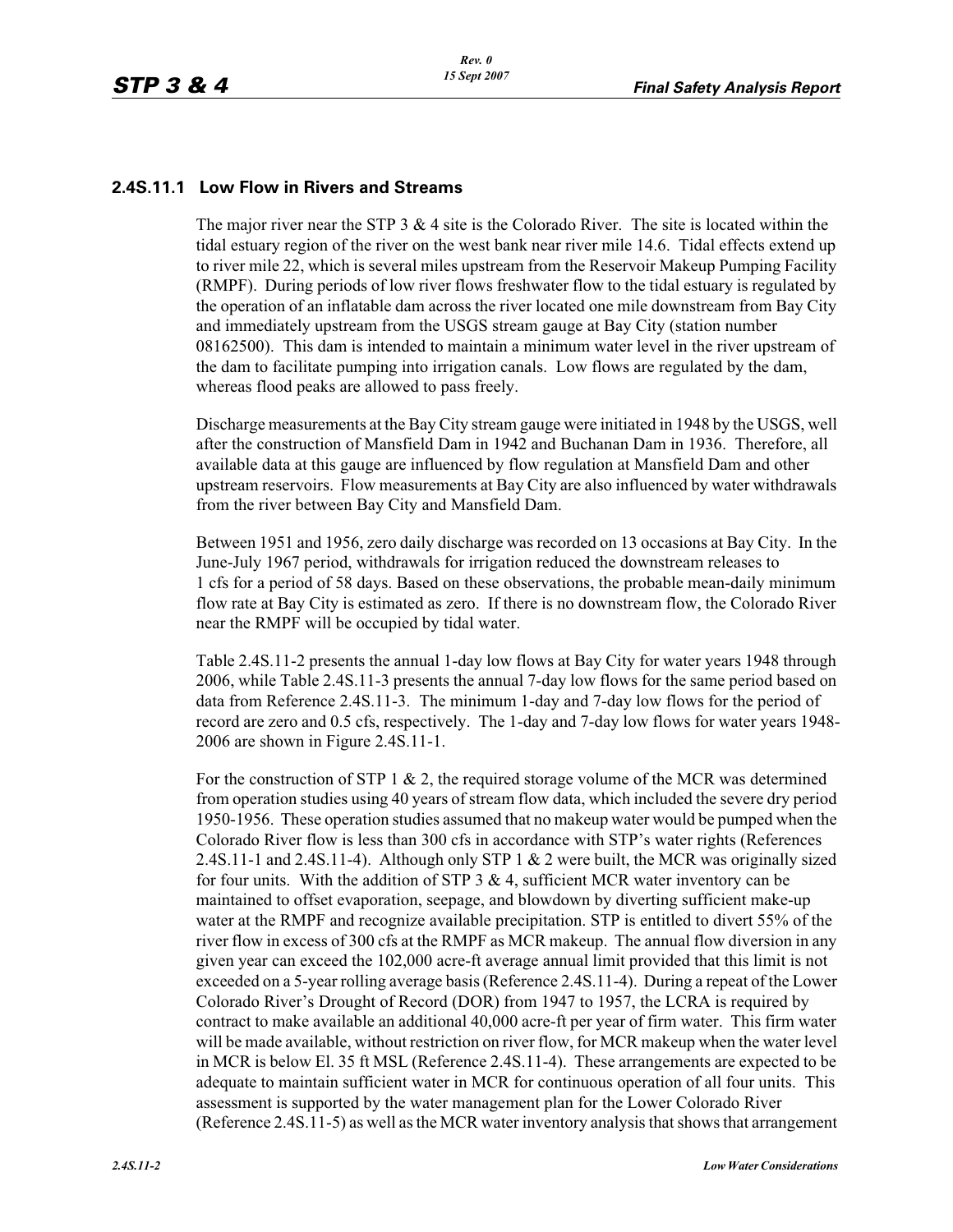### 2.4S.11.1 Low Flow in Rivers and Streams

The major river near the STP 3 & 4 site is the Colorado River. The site is located within the tidal estuary region of the river on the west bank near river mile 14.6. Tidal effects extend up to river mile 22, which is several miles upstream from the Reservoir Makeup Pumping Facility (RMPF). During periods of low river flows freshwater flow to the tidal estuary is regulated by the operation of an inflatable dam across the river located one mile downstream from Bay City and immediately upstream from the USGS stream gauge at Bay City (station number 08162500). This dam is intended to maintain a minimum water level in the river upstream of the dam to facilitate pumping into irrigation canals. Low flows are regulated by the dam, whereas flood peaks are allowed to pass freely.

Discharge measurements at the Bay City stream gauge were initiated in 1948 by the USGS, well after the construction of Mansfield Dam in 1942 and Buchanan Dam in 1936. Therefore, all available data at this gauge are influenced by flow regulation at Mansfield Dam and other upstream reservoirs. Flow measurements at Bay City are also influenced by water withdrawals from the river between Bay City and Mansfield Dam.

Between 1951 and 1956, zero daily discharge was recorded on 13 occasions at Bay City. In the June-July 1967 period, withdrawals for irrigation reduced the downstream releases to 1 cfs for a period of 58 days. Based on these observations, the probable mean-daily minimum flow rate at Bay City is estimated as zero. If there is no downstream flow, the Colorado River near the RMPF will be occupied by tidal water.

Table 2.4S.11-2 presents the annual 1-day low flows at Bay City for water years 1948 through 2006, while Table 2.4S.11-3 presents the annual 7-day low flows for the same period based on data from Reference 2.4S.11-3. The minimum 1-day and 7-day low flows for the period of record are zero and 0.5 cfs, respectively. The 1-day and 7-day low flows for water years 1948-2006 are shown in Figure 2.4S.11-1.

For the construction of STP 1 & 2, the required storage volume of the MCR was determined from operation studies using 40 years of stream flow data, which included the severe dry period 1950-1956. These operation studies assumed that no makeup water would be pumped when the Colorado River flow is less than 300 cfs in accordance with STP's water rights (References 2.4S.11-1 and 2.4S.11-4). Although only STP 1 & 2 were built, the MCR was originally sized for four units. With the addition of STP 3 & 4, sufficient MCR water inventory can be maintained to offset evaporation, seepage, and blowdown by diverting sufficient make-up water at the RMPF and recognize available precipitation. STP is entitled to divert 55% of the river flow in excess of 300 cfs at the RMPF as MCR makeup. The annual flow diversion in any given year can exceed the 102,000 acre-ft average annual limit provided that this limit is not exceeded on a 5-year rolling average basis (Reference 2.4S.11-4). During a repeat of the Lower Colorado River's Drought of Record (DOR) from 1947 to 1957, the LCRA is required by contract to make available an additional 40,000 acre-ft per year of firm water. This firm water will be made available, without restriction on river flow, for MCR makeup when the water level in MCR is below El. 35 ft MSL (Reference 2.4S.11-4). These arrangements are expected to be adequate to maintain sufficient water in MCR for continuous operation of all four units. This assessment is supported by the water management plan for the Lower Colorado River (Reference 2.4S.11-5) as well as the MCR water inventory analysis that shows that arrangement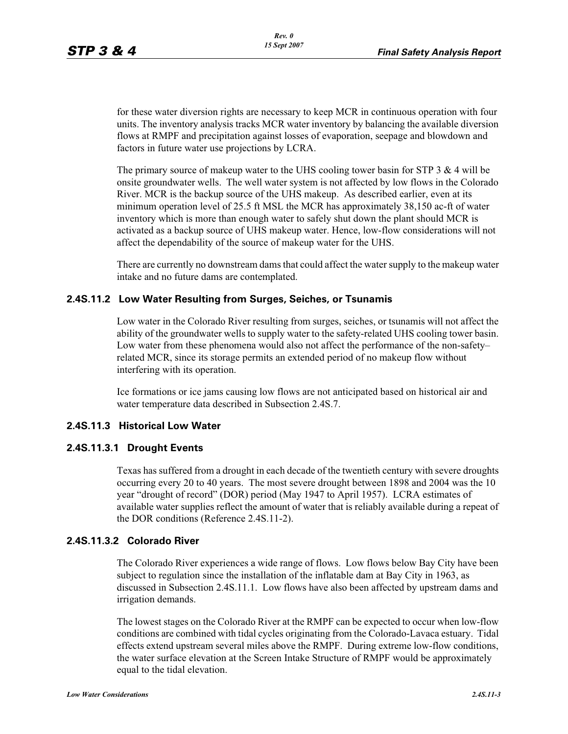for these water diversion rights are necessary to keep MCR in continuous operation with four units. The inventory analysis tracks MCR water inventory by balancing the available diversion flows at RMPF and precipitation against losses of evaporation, seepage and blowdown and factors in future water use projections by LCRA.

The primary source of makeup water to the UHS cooling tower basin for STP 3 & 4 will be onsite groundwater wells. The well water system is not affected by low flows in the Colorado River. MCR is the backup source of the UHS makeup. As described earlier, even at its minimum operation level of 25.5 ft MSL the MCR has approximately 38,150 ac-ft of water inventory which is more than enough water to safely shut down the plant should MCR is activated as a backup source of UHS makeup water. Hence, low-flow considerations will not affect the dependability of the source of makeup water for the UHS.

There are currently no downstream dams that could affect the water supply to the makeup water intake and no future dams are contemplated.

### 2.4S.11.2 Low Water Resulting from Surges, Seiches, or Tsunamis

Low water in the Colorado River resulting from surges, seiches, or tsunamis will not affect the ability of the groundwater wells to supply water to the safety-related UHS cooling tower basin. Low water from these phenomena would also not affect the performance of the non-safety–related MCR, since its storage permits an extended period of no makeup flow without interfering with its operation.

Ice formations or ice jams causing low flows are not anticipated based on historical air and water temperature data described in Subsection 2.4S.7.

### 2.4S.11.3 Historical Low Water

#### 2.4S.11.3.1 Drought Events

Texas has suffered from a drought in each decade of the twentieth century with severe droughts occurring every 20 to 40 years. The most severe drought between 1898 and 2004 was the 10 year “drought of record” (DOR) period (May 1947 to April 1957). LCRA estimates of available water supplies reflect the amount of water that is reliably available during a repeat of the DOR conditions (Reference 2.4S.11-2).

#### 2.4S.11.3.2 Colorado River

The Colorado River experiences a wide range of flows. Low flows below Bay City have been subject to regulation since the installation of the inflatable dam at Bay City in 1963, as discussed in Subsection 2.4S.11.1. Low flows have also been affected by upstream dams and irrigation demands.

The lowest stages on the Colorado River at the RMPF can be expected to occur when low-flow conditions are combined with tidal cycles originating from the Colorado-Lavaca estuary. Tidal effects extend upstream several miles above the RMPF. During extreme low-flow conditions, the water surface elevation at the Screen Intake Structure of RMPF would be approximately equal to the tidal elevation.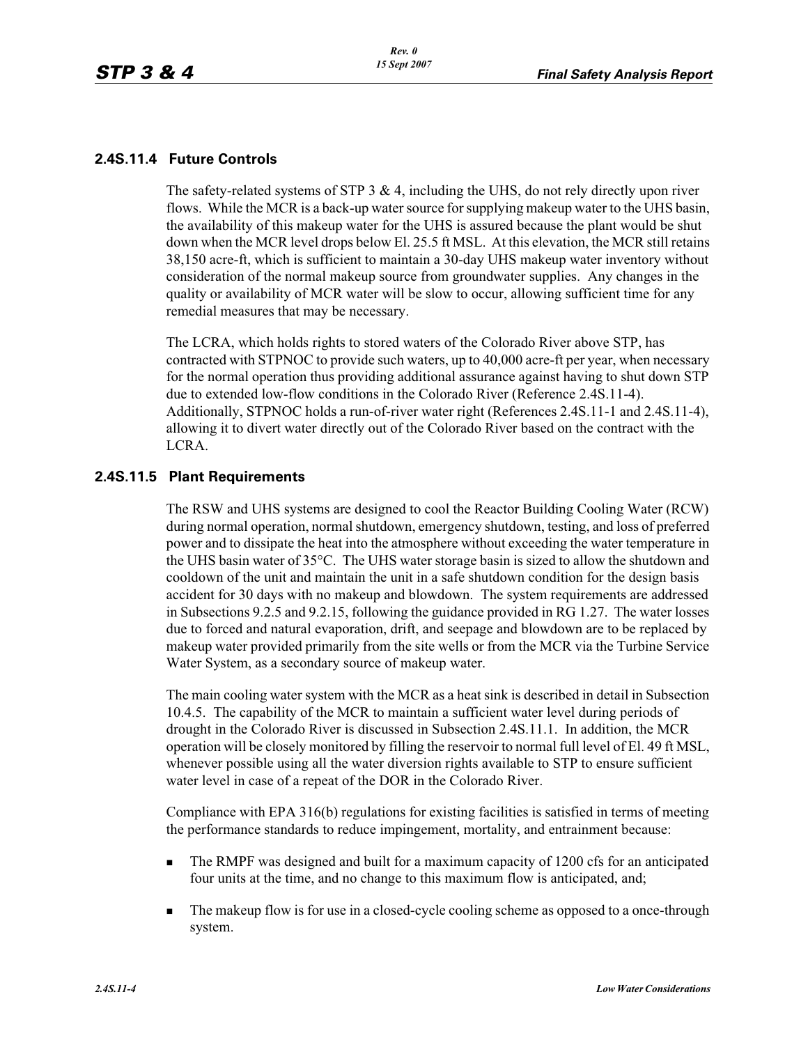### 2.4S.11.4 Future Controls

The safety-related systems of STP 3 & 4, including the UHS, do not rely directly upon river flows. While the MCR is a back-up water source for supplying makeup water to the UHS basin, the availability of this makeup water for the UHS is assured because the plant would be shut down when the MCR level drops below El. 25.5 ft MSL. At this elevation, the MCR still retains 38,150 acre-ft, which is sufficient to maintain a 30-day UHS makeup water inventory without consideration of the normal makeup source from groundwater supplies. Any changes in the quality or availability of MCR water will be slow to occur, allowing sufficient time for any remedial measures that may be necessary.

The LCRA, which holds rights to stored waters of the Colorado River above STP, has contracted with STPNOC to provide such waters, up to 40,000 acre-ft per year, when necessary for the normal operation thus providing additional assurance against having to shut down STP due to extended low-flow conditions in the Colorado River (Reference 2.4S.11-4). Additionally, STPNOC holds a run-of-river water right (References 2.4S.11-1 and 2.4S.11-4), allowing it to divert water directly out of the Colorado River based on the contract with the LCRA.

### 2.4S.11.5 Plant Requirements

The RSW and UHS systems are designed to cool the Reactor Building Cooling Water (RCW) during normal operation, normal shutdown, emergency shutdown, testing, and loss of preferred power and to dissipate the heat into the atmosphere without exceeding the water temperature in the UHS basin water of 35°C. The UHS water storage basin is sized to allow the shutdown and cooldown of the unit and maintain the unit in a safe shutdown condition for the design basis accident for 30 days with no makeup and blowdown. The system requirements are addressed in Subsections 9.2.5 and 9.2.15, following the guidance provided in RG 1.27. The water losses due to forced and natural evaporation, drift, and seepage and blowdown are to be replaced by makeup water provided primarily from the site wells or from the MCR via the Turbine Service Water System, as a secondary source of makeup water.

The main cooling water system with the MCR as a heat sink is described in detail in Subsection 10.4.5. The capability of the MCR to maintain a sufficient water level during periods of drought in the Colorado River is discussed in Subsection 2.4S.11.1. In addition, the MCR operation will be closely monitored by filling the reservoir to normal full level of El. 49 ft MSL, whenever possible using all the water diversion rights available to STP to ensure sufficient water level in case of a repeat of the DOR in the Colorado River.

Compliance with EPA 316(b) regulations for existing facilities is satisfied in terms of meeting the performance standards to reduce impingement, mortality, and entrainment because:

- The RMPF was designed and built for a maximum capacity of 1200 cfs for an anticipated four units at the time, and no change to this maximum flow is anticipated, and;
- The makeup flow is for use in a closed-cycle cooling scheme as opposed to a once-through system.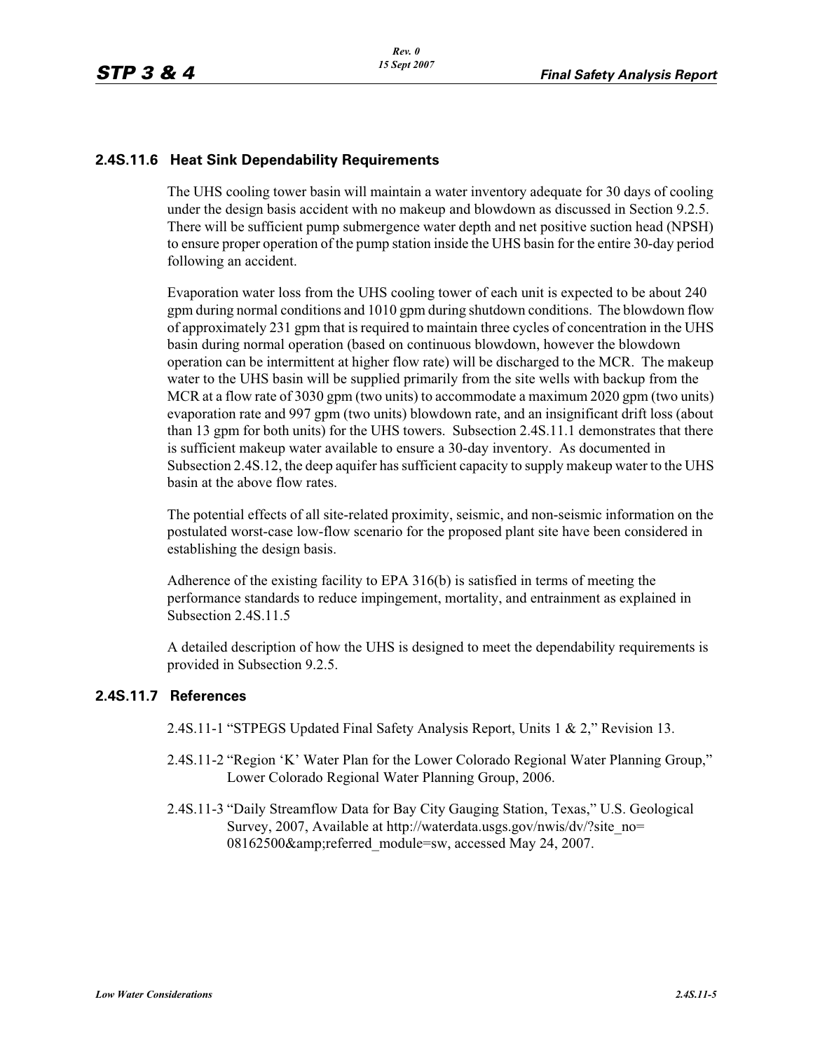### 2.4S.11.6 Heat Sink Dependability Requirements

The UHS cooling tower basin will maintain a water inventory adequate for 30 days of cooling under the design basis accident with no makeup and blowdown as discussed in Section 9.2.5. There will be sufficient pump submergence water depth and net positive suction head (NPSH) to ensure proper operation of the pump station inside the UHS basin for the entire 30-day period following an accident.

Evaporation water loss from the UHS cooling tower of each unit is expected to be about 240 gpm during normal conditions and 1010 gpm during shutdown conditions. The blowdown flow of approximately 231 gpm that is required to maintain three cycles of concentration in the UHS basin during normal operation (based on continuous blowdown, however the blowdown operation can be intermittent at higher flow rate) will be discharged to the MCR. The makeup water to the UHS basin will be supplied primarily from the site wells with backup from the MCR at a flow rate of 3030 gpm (two units) to accommodate a maximum 2020 gpm (two units) evaporation rate and 997 gpm (two units) blowdown rate, and an insignificant drift loss (about than 13 gpm for both units) for the UHS towers. Subsection 2.4S.11.1 demonstrates that there is sufficient makeup water available to ensure a 30-day inventory. As documented in Subsection 2.4S.12, the deep aquifer has sufficient capacity to supply makeup water to the UHS basin at the above flow rates.

The potential effects of all site-related proximity, seismic, and non-seismic information on the postulated worst-case low-flow scenario for the proposed plant site have been considered in establishing the design basis.

Adherence of the existing facility to EPA 316(b) is satisfied in terms of meeting the performance standards to reduce impingement, mortality, and entrainment as explained in Subsection 2.4S.11.5

A detailed description of how the UHS is designed to meet the dependability requirements is provided in Subsection 9.2.5.

### 2.4S.11.7 References

2.4S.11-1 "STPEGS Updated Final Safety Analysis Report, Units 1 & 2," Revision 13.

2.4S.11-2 "Region 'K' Water Plan for the Lower Colorado Regional Water Planning Group," Lower Colorado Regional Water Planning Group, 2006.

2.4S.11-3 "Daily Streamflow Data for Bay City Gauging Station, Texas," U.S. Geological Survey, 2007, Available at http://waterdata.usgs.gov/nwis/dv/?site_no=08162500&amp;referred_module=sw, accessed May 24, 2007.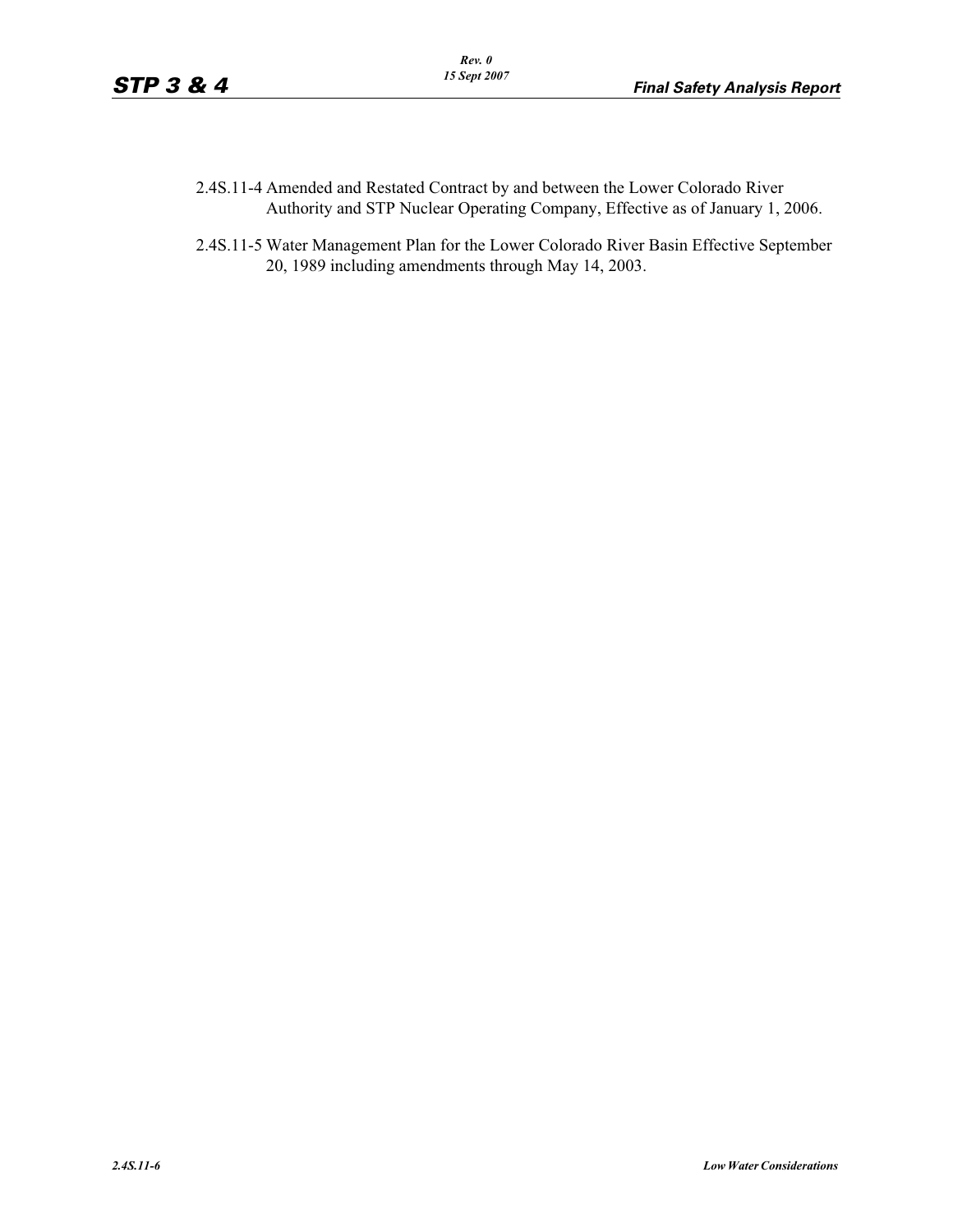2.4S.11-4 Amended and Restated Contract by and between the Lower Colorado River Authority and STP Nuclear Operating Company, Effective as of January 1, 2006.

2.4S.11-5 Water Management Plan for the Lower Colorado River Basin Effective September 20, 1989 including amendments through May 14, 2003.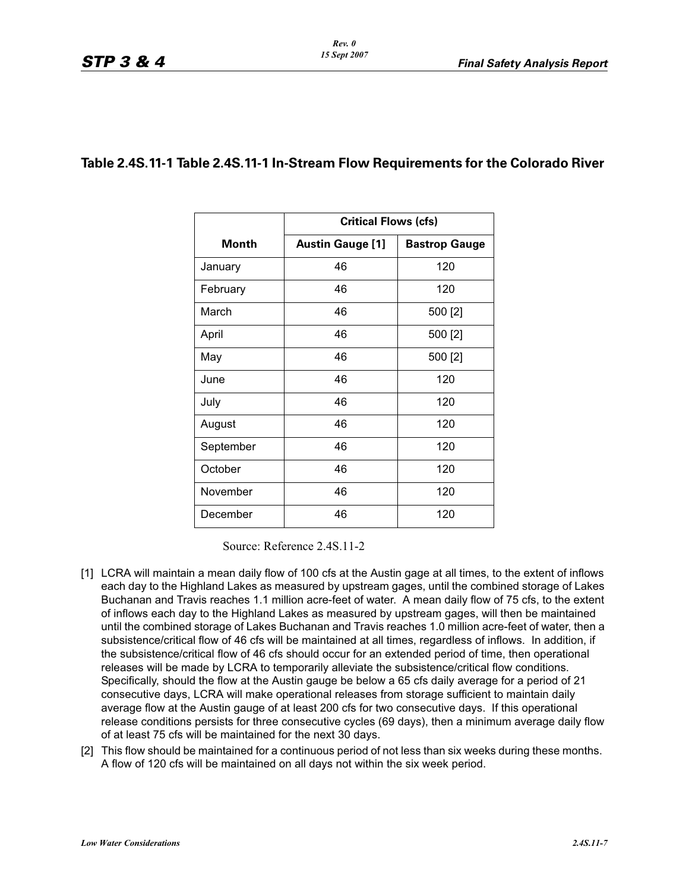## Table 2.4S.11-1 Table 2.4S.11-1 In-Stream Flow Requirements for the Colorado River

| | Critical Flows (cfs) | |
|---|---|---|
| **Month** | **Austin Gauge [1]** | **Bastrop Gauge** |
| January | 46 | 120 |
| February | 46 | 120 |
| March | 46 | 500 [2] |
| April | 46 | 500 [2] |
| May | 46 | 500 [2] |
| June | 46 | 120 |
| July | 46 | 120 |
| August | 46 | 120 |
| September | 46 | 120 |
| October | 46 | 120 |
| November | 46 | 120 |
| December | 46 | 120 |

Source: Reference 2.4S.11-2

[1] LCRA will maintain a mean daily flow of 100 cfs at the Austin gage at all times, to the extent of inflows each day to the Highland Lakes as measured by upstream gages, until the combined storage of Lakes Buchanan and Travis reaches 1.1 million acre-feet of water. A mean daily flow of 75 cfs, to the extent of inflows each day to the Highland Lakes as measured by upstream gages, will then be maintained until the combined storage of Lakes Buchanan and Travis reaches 1.0 million acre-feet of water, then a subsistence/critical flow of 46 cfs will be maintained at all times, regardless of inflows. In addition, if the subsistence/critical flow of 46 cfs should occur for an extended period of time, then operational releases will be made by LCRA to temporarily alleviate the subsistence/critical flow conditions. Specifically, should the flow at the Austin gauge be below a 65 cfs daily average for a period of 21 consecutive days, LCRA will make operational releases from storage sufficient to maintain daily average flow at the Austin gauge of at least 200 cfs for two consecutive days. If this operational release conditions persists for three consecutive cycles (69 days), then a minimum average daily flow of at least 75 cfs will be maintained for the next 30 days.

[2] This flow should be maintained for a continuous period of not less than six weeks during these months. A flow of 120 cfs will be maintained on all days not within the six week period.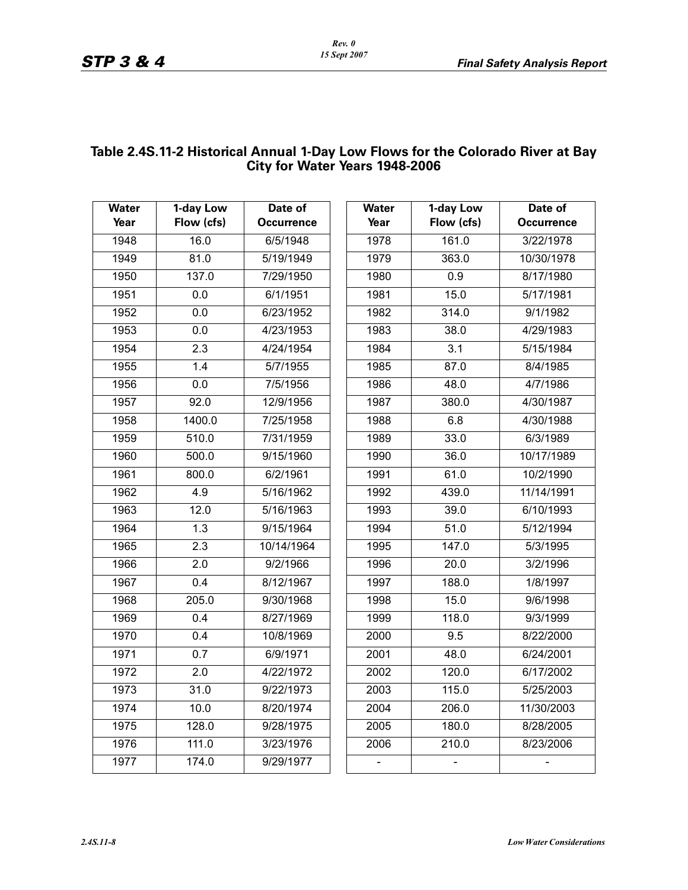## Table 2.4S.11-2 Historical Annual 1-Day Low Flows for the Colorado River at Bay City for Water Years 1948-2006

| Water Year | 1-day Low Flow (cfs) | Date of Occurrence | Water Year | 1-day Low Flow (cfs) | Date of Occurrence |
|---|---|---|---|---|---|
| 1948 | 16.0 | 6/5/1948 | 1978 | 161.0 | 3/22/1978 |
| 1949 | 81.0 | 5/19/1949 | 1979 | 363.0 | 10/30/1978 |
| 1950 | 137.0 | 7/29/1950 | 1980 | 0.9 | 8/17/1980 |
| 1951 | 0.0 | 6/1/1951 | 1981 | 15.0 | 5/17/1981 |
| 1952 | 0.0 | 6/23/1952 | 1982 | 314.0 | 9/1/1982 |
| 1953 | 0.0 | 4/23/1953 | 1983 | 38.0 | 4/29/1983 |
| 1954 | 2.3 | 4/24/1954 | 1984 | 3.1 | 5/15/1984 |
| 1955 | 1.4 | 5/7/1955 | 1985 | 87.0 | 8/4/1985 |
| 1956 | 0.0 | 7/5/1956 | 1986 | 48.0 | 4/7/1986 |
| 1957 | 92.0 | 12/9/1956 | 1987 | 380.0 | 4/30/1987 |
| 1958 | 1400.0 | 7/25/1958 | 1988 | 6.8 | 4/30/1988 |
| 1959 | 510.0 | 7/31/1959 | 1989 | 33.0 | 6/3/1989 |
| 1960 | 500.0 | 9/15/1960 | 1990 | 36.0 | 10/17/1989 |
| 1961 | 800.0 | 6/2/1961 | 1991 | 61.0 | 10/2/1990 |
| 1962 | 4.9 | 5/16/1962 | 1992 | 439.0 | 11/14/1991 |
| 1963 | 12.0 | 5/16/1963 | 1993 | 39.0 | 6/10/1993 |
| 1964 | 1.3 | 9/15/1964 | 1994 | 51.0 | 5/12/1994 |
| 1965 | 2.3 | 10/14/1964 | 1995 | 147.0 | 5/3/1995 |
| 1966 | 2.0 | 9/2/1966 | 1996 | 20.0 | 3/2/1996 |
| 1967 | 0.4 | 8/12/1967 | 1997 | 188.0 | 1/8/1997 |
| 1968 | 205.0 | 9/30/1968 | 1998 | 15.0 | 9/6/1998 |
| 1969 | 0.4 | 8/27/1969 | 1999 | 118.0 | 9/3/1999 |
| 1970 | 0.4 | 10/8/1969 | 2000 | 9.5 | 8/22/2000 |
| 1971 | 0.7 | 6/9/1971 | 2001 | 48.0 | 6/24/2001 |
| 1972 | 2.0 | 4/22/1972 | 2002 | 120.0 | 6/17/2002 |
| 1973 | 31.0 | 9/22/1973 | 2003 | 115.0 | 5/25/2003 |
| 1974 | 10.0 | 8/20/1974 | 2004 | 206.0 | 11/30/2003 |
| 1975 | 128.0 | 9/28/1975 | 2005 | 180.0 | 8/28/2005 |
| 1976 | 111.0 | 3/23/1976 | 2006 | 210.0 | 8/23/2006 |
| 1977 | 174.0 | 9/29/1977 | - | - | - |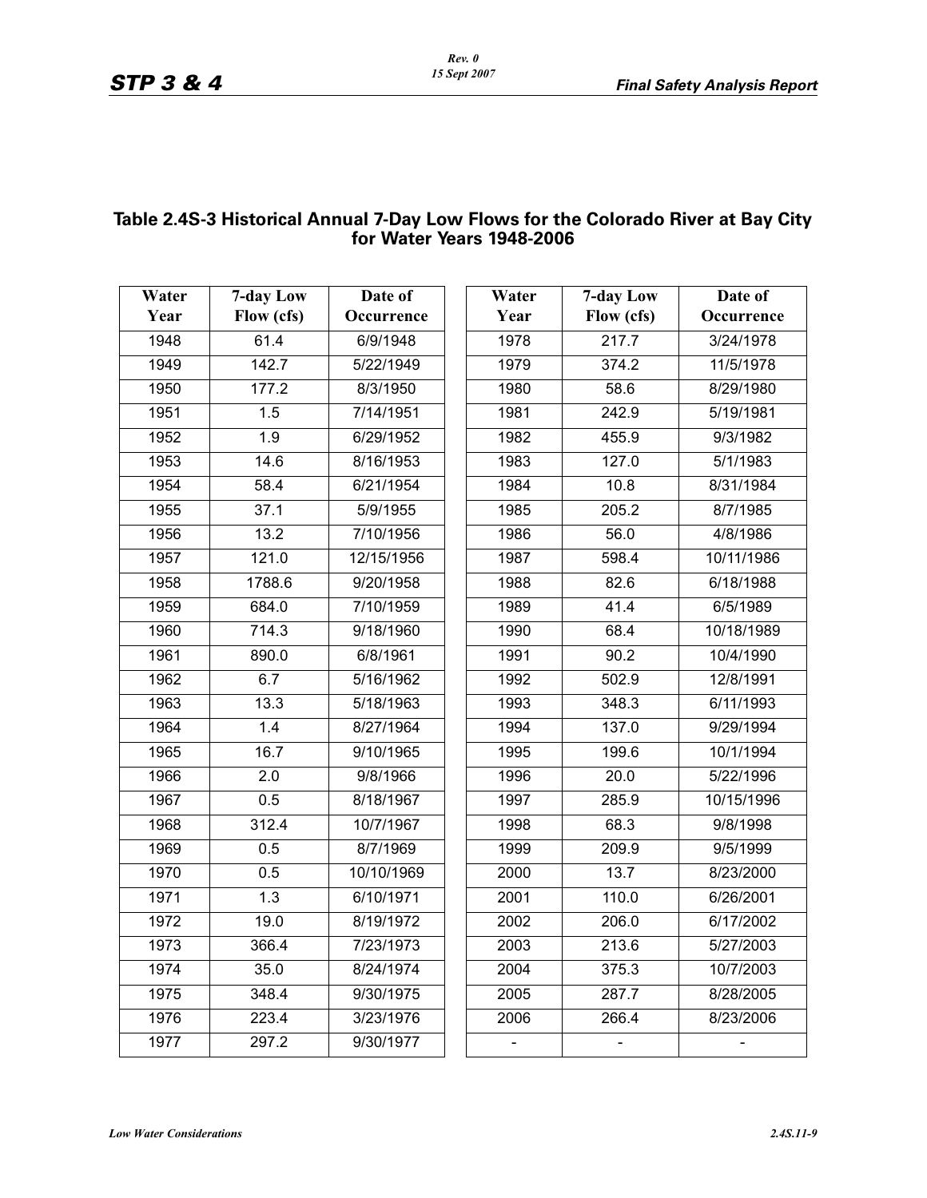## Table 2.4S-3 Historical Annual 7-Day Low Flows for the Colorado River at Bay City for Water Years 1948-2006

| Water Year | 7-day Low Flow (cfs) | Date of Occurrence | Water Year | 7-day Low Flow (cfs) | Date of Occurrence |
|---|---|---|---|---|---|
| 1948 | 61.4 | 6/9/1948 | 1978 | 217.7 | 3/24/1978 |
| 1949 | 142.7 | 5/22/1949 | 1979 | 374.2 | 11/5/1978 |
| 1950 | 177.2 | 8/3/1950 | 1980 | 58.6 | 8/29/1980 |
| 1951 | 1.5 | 7/14/1951 | 1981 | 242.9 | 5/19/1981 |
| 1952 | 1.9 | 6/29/1952 | 1982 | 455.9 | 9/3/1982 |
| 1953 | 14.6 | 8/16/1953 | 1983 | 127.0 | 5/1/1983 |
| 1954 | 58.4 | 6/21/1954 | 1984 | 10.8 | 8/31/1984 |
| 1955 | 37.1 | 5/9/1955 | 1985 | 205.2 | 8/7/1985 |
| 1956 | 13.2 | 7/10/1956 | 1986 | 56.0 | 4/8/1986 |
| 1957 | 121.0 | 12/15/1956 | 1987 | 598.4 | 10/11/1986 |
| 1958 | 1788.6 | 9/20/1958 | 1988 | 82.6 | 6/18/1988 |
| 1959 | 684.0 | 7/10/1959 | 1989 | 41.4 | 6/5/1989 |
| 1960 | 714.3 | 9/18/1960 | 1990 | 68.4 | 10/18/1989 |
| 1961 | 890.0 | 6/8/1961 | 1991 | 90.2 | 10/4/1990 |
| 1962 | 6.7 | 5/16/1962 | 1992 | 502.9 | 12/8/1991 |
| 1963 | 13.3 | 5/18/1963 | 1993 | 348.3 | 6/11/1993 |
| 1964 | 1.4 | 8/27/1964 | 1994 | 137.0 | 9/29/1994 |
| 1965 | 16.7 | 9/10/1965 | 1995 | 199.6 | 10/1/1994 |
| 1966 | 2.0 | 9/8/1966 | 1996 | 20.0 | 5/22/1996 |
| 1967 | 0.5 | 8/18/1967 | 1997 | 285.9 | 10/15/1996 |
| 1968 | 312.4 | 10/7/1967 | 1998 | 68.3 | 9/8/1998 |
| 1969 | 0.5 | 8/7/1969 | 1999 | 209.9 | 9/5/1999 |
| 1970 | 0.5 | 10/10/1969 | 2000 | 13.7 | 8/23/2000 |
| 1971 | 1.3 | 6/10/1971 | 2001 | 110.0 | 6/26/2001 |
| 1972 | 19.0 | 8/19/1972 | 2002 | 206.0 | 6/17/2002 |
| 1973 | 366.4 | 7/23/1973 | 2003 | 213.6 | 5/27/2003 |
| 1974 | 35.0 | 8/24/1974 | 2004 | 375.3 | 10/7/2003 |
| 1975 | 348.4 | 9/30/1975 | 2005 | 287.7 | 8/28/2005 |
| 1976 | 223.4 | 3/23/1976 | 2006 | 266.4 | 8/23/2006 |
| 1977 | 297.2 | 9/30/1977 | - | - | - |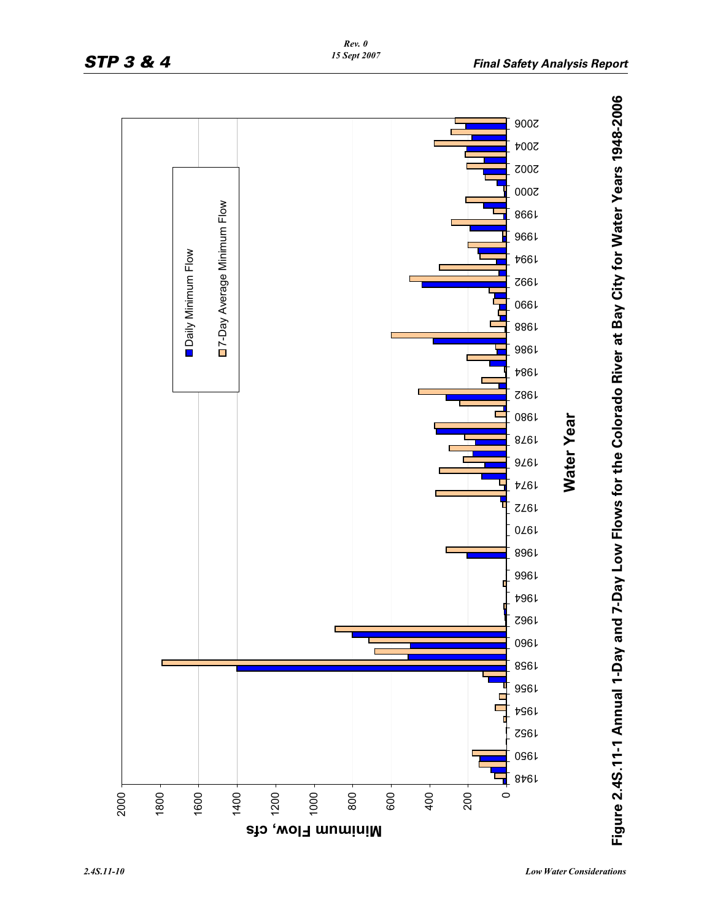Minimum Flow, cfs

2000
1800
1600
1400
1200
1000
800
600
400
200
0

1948
1950
1952
1954
1956
1958
1960
1962
1964
1966
1968
1970
1972
1974
1976
1978
1980
1982
1984
1986
1988
1990
1992
1994
1996
1998
2000
2002
2004
2006

Water Year

Daily Minimum Flow
7-Day Average Minimum Flow

Figure 2.4S.11-1 Annual 1-Day and 7-Day Low Flows for the Colorado River at Bay City for Water Years 1948-2006